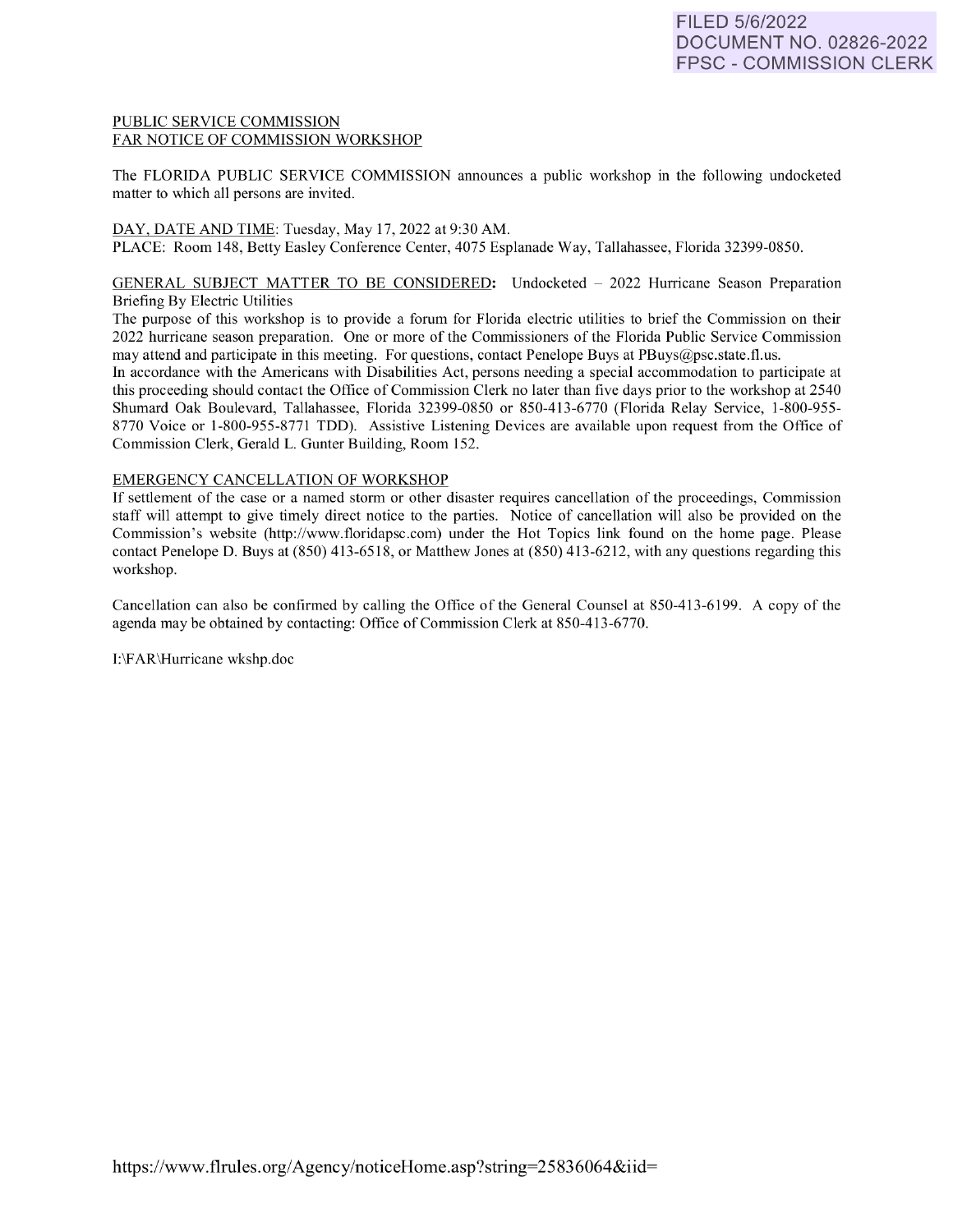FILED 5/6/2022
DOCUMENT NO. 02826-2022
FPSC - COMMISSION CLERK

PUBLIC SERVICE COMMISSION
FAR NOTICE OF COMMISSION WORKSHOP

The FLORIDA PUBLIC SERVICE COMMISSION announces a public workshop in the following undocketed matter to which all persons are invited.

DAY, DATE AND TIME: Tuesday, May 17, 2022 at 9:30 AM.
PLACE: Room 148, Betty Easley Conference Center, 4075 Esplanade Way, Tallahassee, Florida 32399-0850.

GENERAL SUBJECT MATTER TO BE CONSIDERED**:** Undocketed – 2022 Hurricane Season Preparation Briefing By Electric Utilities
The purpose of this workshop is to provide a forum for Florida electric utilities to brief the Commission on their 2022 hurricane season preparation. One or more of the Commissioners of the Florida Public Service Commission may attend and participate in this meeting. For questions, contact Penelope Buys at PBuys@psc.state.fl.us.
In accordance with the Americans with Disabilities Act, persons needing a special accommodation to participate at this proceeding should contact the Office of Commission Clerk no later than five days prior to the workshop at 2540 Shumard Oak Boulevard, Tallahassee, Florida 32399-0850 or 850-413-6770 (Florida Relay Service, 1-800-955-8770 Voice or 1-800-955-8771 TDD). Assistive Listening Devices are available upon request from the Office of Commission Clerk, Gerald L. Gunter Building, Room 152.

EMERGENCY CANCELLATION OF WORKSHOP
If settlement of the case or a named storm or other disaster requires cancellation of the proceedings, Commission staff will attempt to give timely direct notice to the parties. Notice of cancellation will also be provided on the Commission's website (http://www.floridapsc.com) under the Hot Topics link found on the home page. Please contact Penelope D. Buys at (850) 413-6518, or Matthew Jones at (850) 413-6212, with any questions regarding this workshop.

Cancellation can also be confirmed by calling the Office of the General Counsel at 850-413-6199. A copy of the agenda may be obtained by contacting: Office of Commission Clerk at 850-413-6770.

I:\FAR\Hurricane wkshp.doc

https://www.flrules.org/Agency/noticeHome.asp?string=25836064&iid=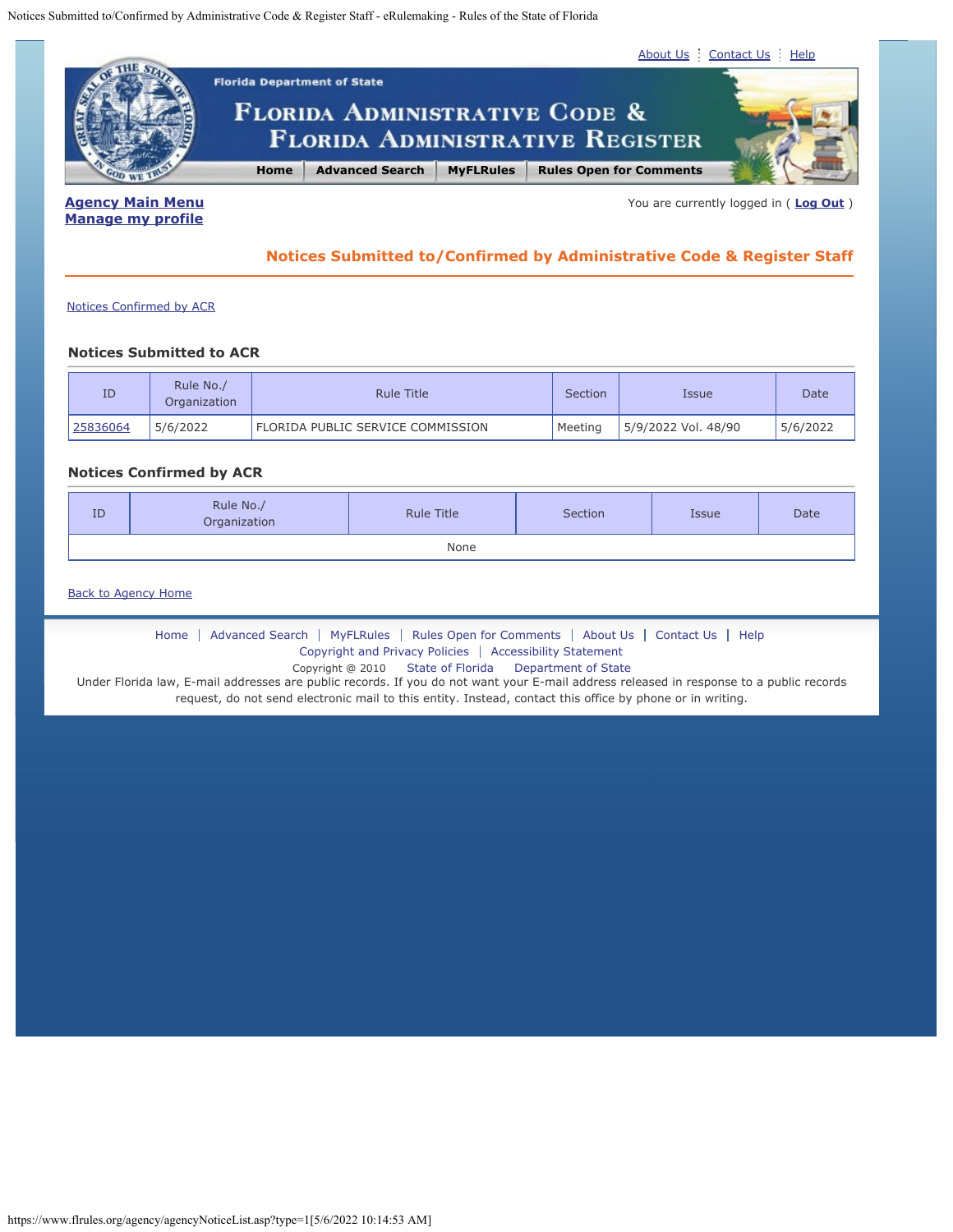About Us | Contact Us | Help

Florida Department of State

# Florida Administrative Code & Florida Administrative Register

Home | Advanced Search | MyFLRules | Rules Open for Comments

**Agency Main Menu**
**Manage my profile**

You are currently logged in ( **Log Out** )

## Notices Submitted to/Confirmed by Administrative Code & Register Staff

Notices Confirmed by ACR

### Notices Submitted to ACR

| ID | Rule No./ Organization | Rule Title | Section | Issue | Date |
|---|---|---|---|---|---|
| 25836064 | 5/6/2022 | FLORIDA PUBLIC SERVICE COMMISSION | Meeting | 5/9/2022 Vol. 48/90 | 5/6/2022 |

### Notices Confirmed by ACR

| ID | Rule No./ Organization | Rule Title | Section | Issue | Date |
|---|---|---|---|---|---|
| None | | | | | |

Back to Agency Home

Home | Advanced Search | MyFLRules | Rules Open for Comments | About Us | Contact Us | Help
Copyright and Privacy Policies | Accessibility Statement
Copyright @ 2010 State of Florida Department of State
Under Florida law, E-mail addresses are public records. If you do not want your E-mail address released in response to a public records request, do not send electronic mail to this entity. Instead, contact this office by phone or in writing.